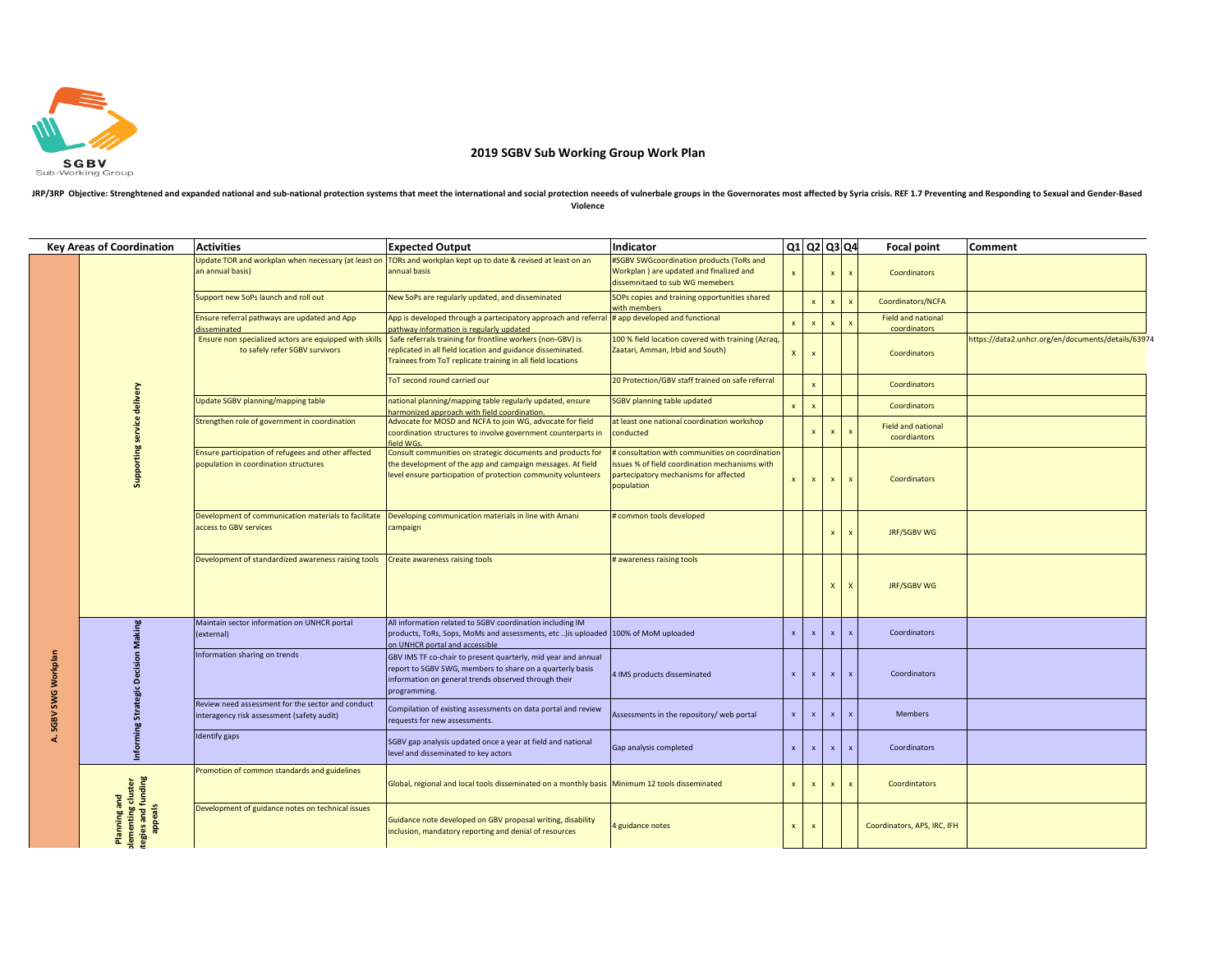SGBV
Sub-Working Group

# 2019 SGBV Sub Working Group Work Plan

**JRP/3RP Objective: Strenghtened and expanded national and sub-national protection systems that meet the international and social protection neeeds of vulnerbale groups in the Governorates most affected by Syria crisis. REF 1.7 Preventing and Responding to Sexual and Gender-Based Violence**

| Key Areas of Coordination | | Activities | Expected Output | Indicator | Q1 | Q2 | Q3 | Q4 | Focal point | Comment |
|---|---|---|---|---|---|---|---|---|---|---|
| A. SGBV SWG Workplan | Supporting service delivery | Update TOR and workplan when necessary (at least on an annual basis) | TORs and workplan kept up to date & revised at least on an annual basis | #SGBV SWGcoordination products (ToRs and Workplan ) are updated and finalized and dissemnitaed to sub WG memebers | x | | x | x | Coordinators | |
| | | Support new SoPs launch and roll out | New SoPs are regularly updated, and disseminated | SOPs copies and training opportunities shared with members | | x | x | x | Coordinators/NCFA | |
| | | Ensure referral pathways are updated and App disseminated | App is developed through a partecipatory approach and referral pathway information is regularly updated | # app developed and functional | x | x | x | x | Field and national coordinators | |
| | | Ensure non specialized actors are equipped with skills to safely refer SGBV survivors | Safe referrals training for frontline workers (non-GBV) is replicated in all field location and guidance disseminated. Trainees from ToT replicate training in all field locations | 100 % field location covered with training (Azraq, Zaatari, Amman, Irbid and South) | X | x | | | Coordinators | https://data2.unhcr.org/en/documents/details/63974 |
| | | | ToT second round carried our | 20 Protection/GBV staff trained on safe referral | | x | | | Coordinators | |
| | | Update SGBV planning/mapping table | national planning/mapping table regularly updated, ensure harmonized approach with field coordination. | SGBV planning table updated | x | x | | | Coordinators | |
| | | Strengthen role of government in coordination | Advocate for MOSD and NCFA to join WG, advocate for field coordination structures to involve government counterparts in field WGs. | at least one national coordination workshop conducted | | x | x | x | Field and national coordiantors | |
| | | Ensure participation of refugees and other affected population in coordination structures | Consult communities on strategic documents and products for the development of the app and campaign messages. At field level ensure participation of protection community volunteers | # consultation with communities on coordination issues % of field coordination mechanisms with partecipatory mechanisms for affected population | x | x | x | x | Coordinators | |
| | | Development of communication materials to facilitate access to GBV services | Developing communication materials in line with Amani campaign | # common tools developed | | | x | x | JRF/SGBV WG | |
| | | Development of standardized awareness raising tools | Create awareness raising tools | # awareness raising tools | | | X | X | JRF/SGBV WG | |
| | Informing Strategic Decision Making | Maintain sector information on UNHCR portal (external) | All information related to SGBV coordination including IM products, ToRs, Sops, MoMs and assessments, etc ..)is uploaded on UNHCR portal and accessible | 100% of MoM uploaded | x | x | x | x | Coordinators | |
| | | Information sharing on trends | GBV IMS TF co-chair to present quarterly, mid year and annual report to SGBV SWG, members to share on a quarterly basis information on general trends observed through their programming. | 4 IMS products disseminated | x | x | x | x | Coordinators | |
| | | Review need assessment for the sector and conduct interagency risk assessment (safety audit) | Compilation of existing assessments on data portal and review requests for new assessments. | Assessments in the repository/ web portal | x | x | x | x | Members | |
| | | Identify gaps | SGBV gap analysis updated once a year at field and national level and disseminated to key actors | Gap analysis completed | x | x | x | x | Coordinators | |
| | Planning and implementing cluster strategies and funding appeals | Promotion of common standards and guidelines | Global, regional and local tools disseminated on a monthly basis | Minimum 12 tools disseminated | x | x | x | x | Coordintators | |
| | | Development of guidance notes on technical issues | Guidance note developed on GBV proposal writing, disability inclusion, mandatory reporting and denial of resources | 4 guidance notes | x | x | | | Coordinators, APS, IRC, IFH | |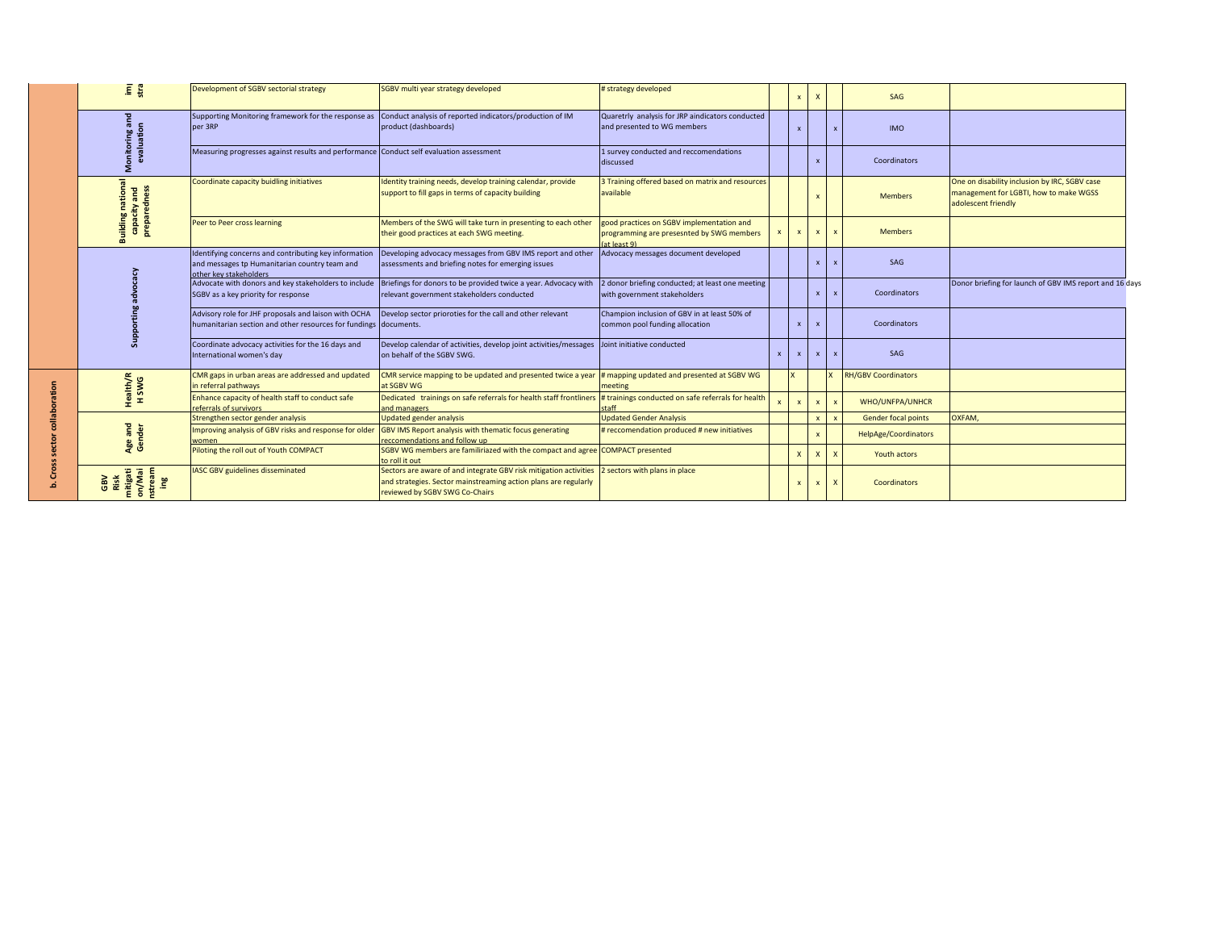| | | | | | | | | | | |
|---|---|---|---|---|---|---|---|---|---|---|
| | im stra | Development of SGBV sectorial strategy | SGBV multi year strategy developed | # strategy developed | | x | X | | SAG | |
| | Monitoring and evaluation | Supporting Monitoring framework for the response as per 3RP | Conduct analysis of reported indicators/production of IM product (dashboards) | Quaretrly analysis for JRP aindicators conducted and presented to WG members | | x | | x | IMO | |
| | | Measuring progresses against results and performance | Conduct self evaluation assessment | 1 survey conducted and reccomendations discussed | | | x | | Coordinators | |
| | Building national capacity and preparedness | Coordinate capacity buidling initiatives | Identity training needs, develop training calendar, provide support to fill gaps in terms of capacity building | 3 Training offered based on matrix and resources available | | | x | | Members | One on disability inclusion by IRC, SGBV case management for LGBTI, how to make WGSS adolescent friendly |
| | | Peer to Peer cross learning | Members of the SWG will take turn in presenting to each other their good practices at each SWG meeting. | good practices on SGBV implementation and programming are presesnted by SWG members (at least 9) | x | x | x | x | Members | |
| | Supporting advocacy | Identifying concerns and contributing key information and messages tp Humanitarian country team and other key stakeholders | Developing advocacy messages from GBV IMS report and other assessments and briefing notes for emerging issues | Advocacy messages document developed | | | x | x | SAG | |
| | | Advocate with donors and key stakeholders to include SGBV as a key priority for response | Briefings for donors to be provided twice a year. Advocacy with relevant government stakeholders conducted | 2 donor briefing conducted; at least one meeting with government stakeholders | | | x | x | Coordinators | Donor briefing for launch of GBV IMS report and 16 days |
| | | Advisory role for JHF proposals and laison with OCHA humanitarian section and other resources for fundings | Develop sector prioroties for the call and other relevant documents. | Champion inclusion of GBV in at least 50% of common pool funding allocation | | x | x | | Coordinators | |
| | | Coordinate advocacy activities for the 16 days and International women's day | Develop calendar of activities, develop joint activities/messages on behalf of the SGBV SWG. | Joint initiative conducted | x | x | x | x | SAG | |
| b. Cross sector collaboration | Health/RH SWG | CMR gaps in urban areas are addressed and updated in referral pathways | CMR service mapping to be updated and presented twice a year at SGBV WG | # mapping updated and presented at SGBV WG meeting | | X | | X | RH/GBV Coordinators | |
| | | Enhance capacity of health staff to conduct safe referrals of survivors | Dedicated trainings on safe referrals for health staff frontliners and managers | # trainings conducted on safe referrals for health staff | x | x | x | x | WHO/UNFPA/UNHCR | |
| | Age and Gender | Strengthen sector gender analysis | Updated gender analysis | Updated Gender Analysis | | | x | x | Gender focal points | OXFAM, |
| | | Improving analysis of GBV risks and response for older women | GBV IMS Report analysis with thematic focus generating reccomendations and follow up | # reccomendation produced # new initiatives | | | x | | HelpAge/Coordinators | |
| | | Piloting the roll out of Youth COMPACT | SGBV WG members are familiriazed with the compact and agree to roll it out | COMPACT presented | | X | X | X | Youth actors | |
| | GBV Risk mitigation/Mainstreaming | IASC GBV guidelines disseminated | Sectors are aware of and integrate GBV risk mitigation activities and strategies. Sector mainstreaming action plans are regularly reviewed by SGBV SWG Co-Chairs | 2 sectors with plans in place | | x | x | X | Coordinators | |